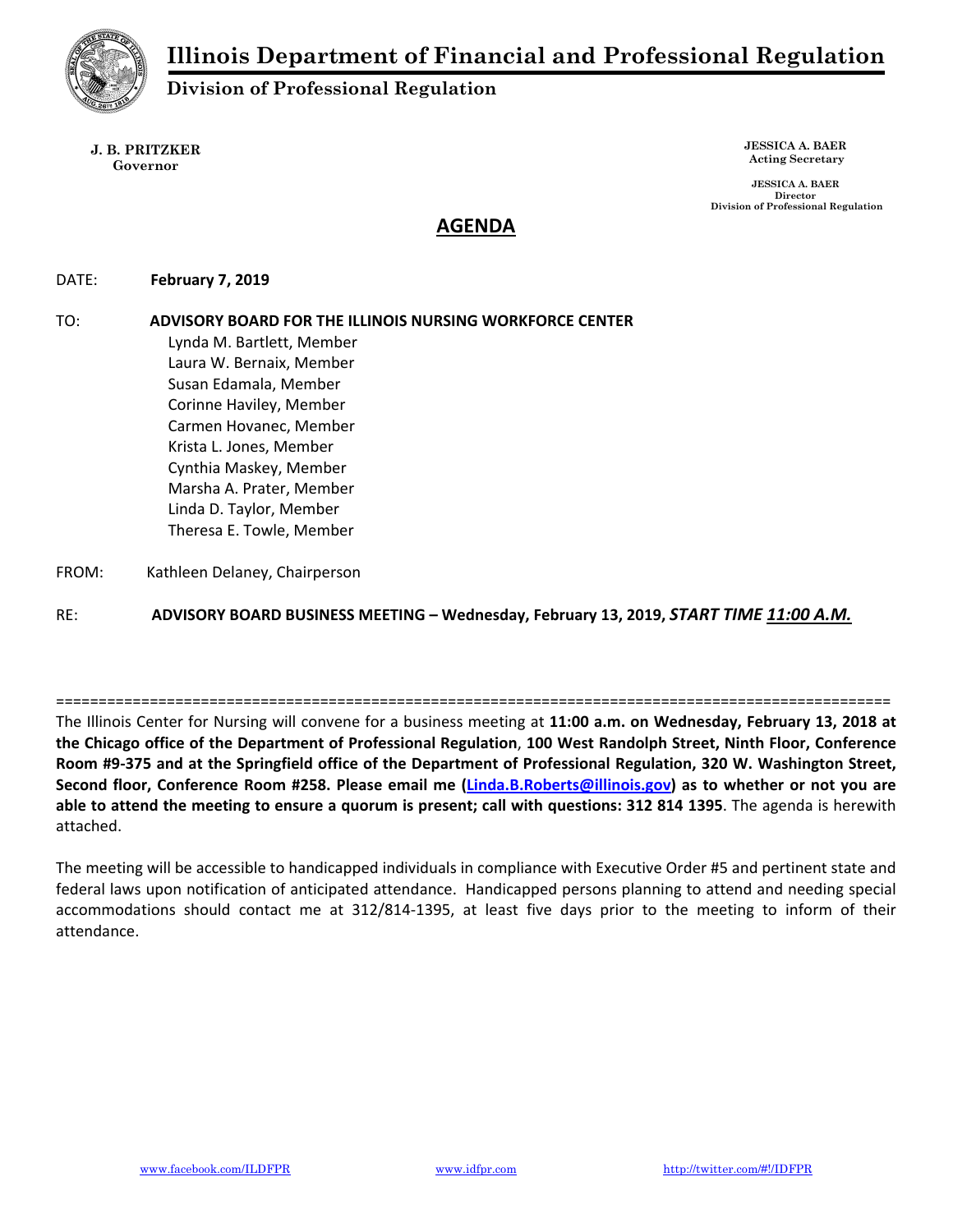# Illinois Department of Financial and Professional Regulation

## Division of Professional Regulation

**J. B. PRITZKER**
**Governor**

**JESSICA A. BAER**
**Acting Secretary**

**JESSICA A. BAER**
**Director**
**Division of Professional Regulation**

## AGENDA

DATE: **February 7, 2019**

TO: **ADVISORY BOARD FOR THE ILLINOIS NURSING WORKFORCE CENTER**
Lynda M. Bartlett, Member
Laura W. Bernaix, Member
Susan Edamala, Member
Corinne Haviley, Member
Carmen Hovanec, Member
Krista L. Jones, Member
Cynthia Maskey, Member
Marsha A. Prater, Member
Linda D. Taylor, Member
Theresa E. Towle, Member

FROM: Kathleen Delaney, Chairperson

RE: **ADVISORY BOARD BUSINESS MEETING – Wednesday, February 13, 2019, *START TIME 11:00 A.M.***

==================================================================================================

The Illinois Center for Nursing will convene for a business meeting at **11:00 a.m. on Wednesday, February 13, 2018 at the Chicago office of the Department of Professional Regulation**, **100 West Randolph Street, Ninth Floor, Conference Room #9-375 and at the Springfield office of the Department of Professional Regulation, 320 W. Washington Street, Second floor, Conference Room #258. Please email me ([Linda.B.Roberts@illinois.gov](mailto:Linda.B.Roberts@illinois.gov)) as to whether or not you are able to attend the meeting to ensure a quorum is present; call with questions: 312 814 1395**. The agenda is herewith attached.

The meeting will be accessible to handicapped individuals in compliance with Executive Order #5 and pertinent state and federal laws upon notification of anticipated attendance. Handicapped persons planning to attend and needing special accommodations should contact me at 312/814-1395, at least five days prior to the meeting to inform of their attendance.

www.facebook.com/ILDFPR www.idfpr.com http://twitter.com/#!/IDFPR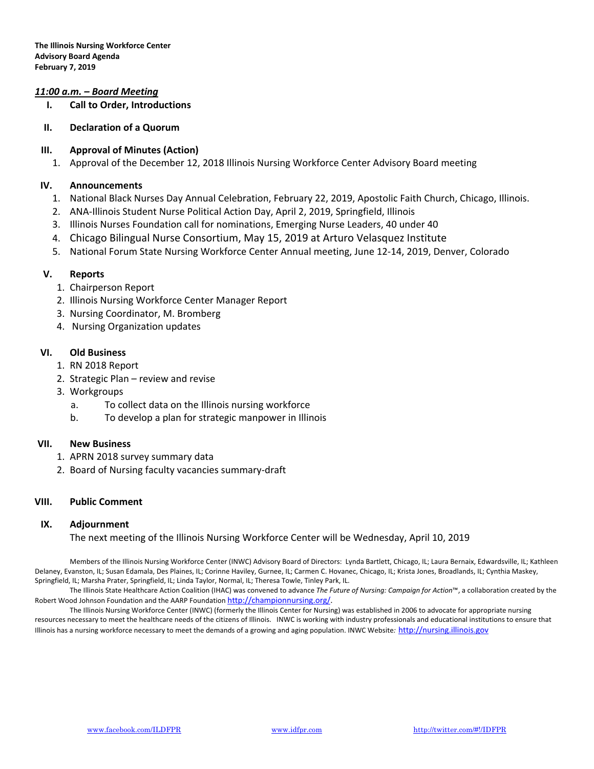**The Illinois Nursing Workforce Center**
**Advisory Board Agenda**
**February 7, 2019**

***11:00 a.m. – Board Meeting***

**I. Call to Order, Introductions**

**II. Declaration of a Quorum**

**III. Approval of Minutes (Action)**

1. Approval of the December 12, 2018 Illinois Nursing Workforce Center Advisory Board meeting

**IV. Announcements**

1. National Black Nurses Day Annual Celebration, February 22, 2019, Apostolic Faith Church, Chicago, Illinois.
2. ANA-Illinois Student Nurse Political Action Day, April 2, 2019, Springfield, Illinois
3. Illinois Nurses Foundation call for nominations, Emerging Nurse Leaders, 40 under 40
4. Chicago Bilingual Nurse Consortium, May 15, 2019 at Arturo Velasquez Institute
5. National Forum State Nursing Workforce Center Annual meeting, June 12-14, 2019, Denver, Colorado

**V. Reports**

1. Chairperson Report
2. Illinois Nursing Workforce Center Manager Report
3. Nursing Coordinator, M. Bromberg
4. Nursing Organization updates

**VI. Old Business**

1. RN 2018 Report
2. Strategic Plan – review and revise
3. Workgroups
   a. To collect data on the Illinois nursing workforce
   b. To develop a plan for strategic manpower in Illinois

**VII. New Business**

1. APRN 2018 survey summary data
2. Board of Nursing faculty vacancies summary-draft

**VIII. Public Comment**

**IX. Adjournment**

The next meeting of the Illinois Nursing Workforce Center will be Wednesday, April 10, 2019

Members of the Illinois Nursing Workforce Center (INWC) Advisory Board of Directors: Lynda Bartlett, Chicago, IL; Laura Bernaix, Edwardsville, IL; Kathleen Delaney, Evanston, IL; Susan Edamala, Des Plaines, IL; Corinne Haviley, Gurnee, IL; Carmen C. Hovanec, Chicago, IL; Krista Jones, Broadlands, IL; Cynthia Maskey, Springfield, IL; Marsha Prater, Springfield, IL; Linda Taylor, Normal, IL; Theresa Towle, Tinley Park, IL.

The Illinois State Healthcare Action Coalition (IHAC) was convened to advance *The Future of Nursing: Campaign for Action*™, a collaboration created by the Robert Wood Johnson Foundation and the AARP Foundation http://championnursing.org/.

The Illinois Nursing Workforce Center (INWC) (formerly the Illinois Center for Nursing) was established in 2006 to advocate for appropriate nursing resources necessary to meet the healthcare needs of the citizens of Illinois. INWC is working with industry professionals and educational institutions to ensure that Illinois has a nursing workforce necessary to meet the demands of a growing and aging population. INWC Website: http://nursing.illinois.gov

www.facebook.com/ILDFPR www.idfpr.com http://twitter.com/#!/IDFPR